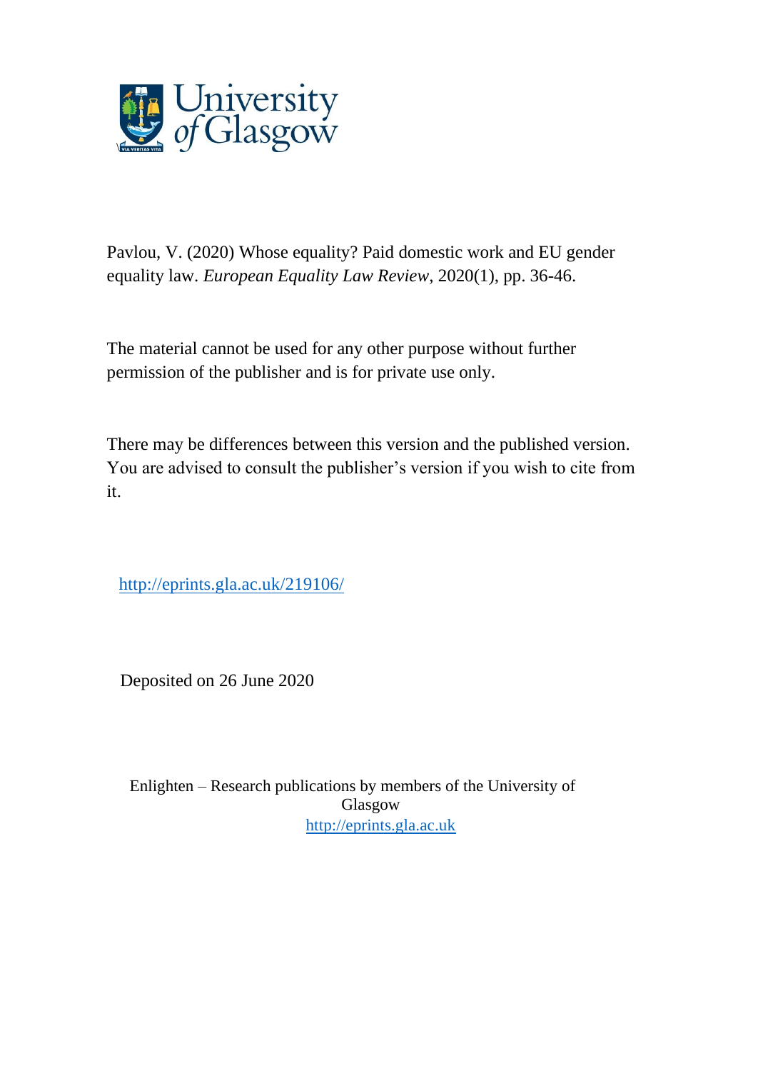University of Glasgow

Pavlou, V. (2020) Whose equality? Paid domestic work and EU gender equality law. *European Equality Law Review*, 2020(1), pp. 36-46.

The material cannot be used for any other purpose without further permission of the publisher and is for private use only.

There may be differences between this version and the published version. You are advised to consult the publisher's version if you wish to cite from it.

http://eprints.gla.ac.uk/219106/

Deposited on 26 June 2020

Enlighten – Research publications by members of the University of Glasgow
http://eprints.gla.ac.uk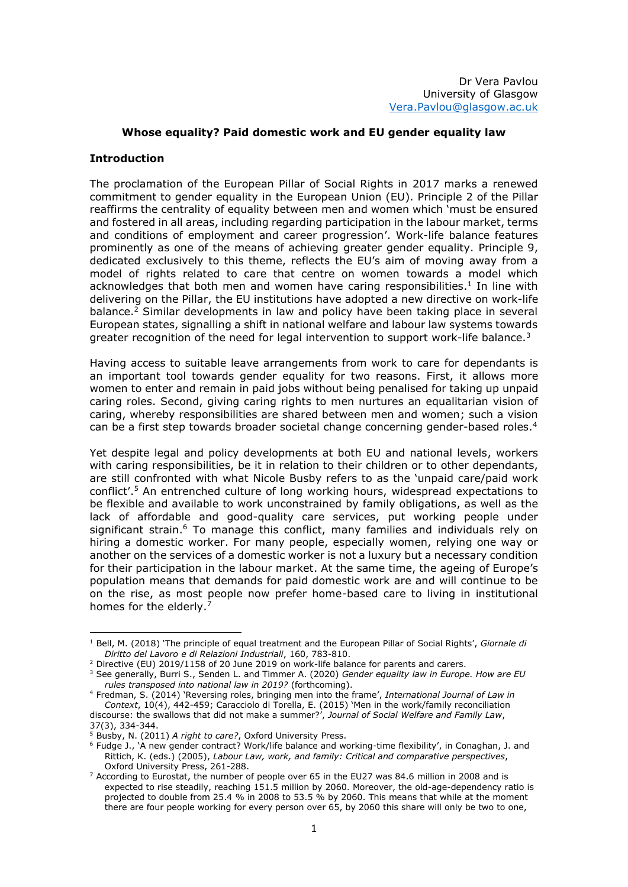Dr Vera Pavlou
University of Glasgow
Vera.Pavlou@glasgow.ac.uk

**Whose equality? Paid domestic work and EU gender equality law**

## Introduction

The proclamation of the European Pillar of Social Rights in 2017 marks a renewed commitment to gender equality in the European Union (EU). Principle 2 of the Pillar reaffirms the centrality of equality between men and women which 'must be ensured and fostered in all areas, including regarding participation in the labour market, terms and conditions of employment and career progression'. Work-life balance features prominently as one of the means of achieving greater gender equality. Principle 9, dedicated exclusively to this theme, reflects the EU's aim of moving away from a model of rights related to care that centre on women towards a model which acknowledges that both men and women have caring responsibilities.[1] In line with delivering on the Pillar, the EU institutions have adopted a new directive on work-life balance.[2] Similar developments in law and policy have been taking place in several European states, signalling a shift in national welfare and labour law systems towards greater recognition of the need for legal intervention to support work-life balance.[3]

Having access to suitable leave arrangements from work to care for dependants is an important tool towards gender equality for two reasons. First, it allows more women to enter and remain in paid jobs without being penalised for taking up unpaid caring roles. Second, giving caring rights to men nurtures an equalitarian vision of caring, whereby responsibilities are shared between men and women; such a vision can be a first step towards broader societal change concerning gender-based roles.[4]

Yet despite legal and policy developments at both EU and national levels, workers with caring responsibilities, be it in relation to their children or to other dependants, are still confronted with what Nicole Busby refers to as the 'unpaid care/paid work conflict'.[5] An entrenched culture of long working hours, widespread expectations to be flexible and available to work unconstrained by family obligations, as well as the lack of affordable and good-quality care services, put working people under significant strain.[6] To manage this conflict, many families and individuals rely on hiring a domestic worker. For many people, especially women, relying one way or another on the services of a domestic worker is not a luxury but a necessary condition for their participation in the labour market. At the same time, the ageing of Europe's population means that demands for paid domestic work are and will continue to be on the rise, as most people now prefer home-based care to living in institutional homes for the elderly.[7]

---

[1] Bell, M. (2018) 'The principle of equal treatment and the European Pillar of Social Rights', *Giornale di Diritto del Lavoro e di Relazioni Industriali*, 160, 783-810.

[2] Directive (EU) 2019/1158 of 20 June 2019 on work-life balance for parents and carers.

[3] See generally, Burri S., Senden L. and Timmer A. (2020) *Gender equality law in Europe. How are EU rules transposed into national law in 2019?* (forthcoming).

[4] Fredman, S. (2014) 'Reversing roles, bringing men into the frame', *International Journal of Law in Context*, 10(4), 442-459; Caracciolo di Torella, E. (2015) 'Men in the work/family reconciliation discourse: the swallows that did not make a summer?', *Journal of Social Welfare and Family Law*, 37(3), 334-344.

[5] Busby, N. (2011) *A right to care?*, Oxford University Press.

[6] Fudge J., 'A new gender contract? Work/life balance and working-time flexibility', in Conaghan, J. and Rittich, K. (eds.) (2005), *Labour Law, work, and family: Critical and comparative perspectives*, Oxford University Press, 261-288.

[7] According to Eurostat, the number of people over 65 in the EU27 was 84.6 million in 2008 and is expected to rise steadily, reaching 151.5 million by 2060. Moreover, the old-age-dependency ratio is projected to double from 25.4 % in 2008 to 53.5 % by 2060. This means that while at the moment there are four people working for every person over 65, by 2060 this share will only be two to one,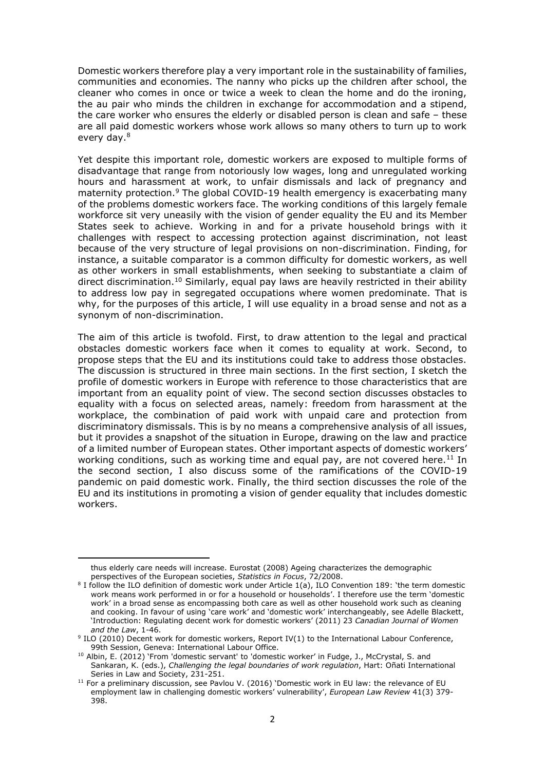Domestic workers therefore play a very important role in the sustainability of families, communities and economies. The nanny who picks up the children after school, the cleaner who comes in once or twice a week to clean the home and do the ironing, the au pair who minds the children in exchange for accommodation and a stipend, the care worker who ensures the elderly or disabled person is clean and safe – these are all paid domestic workers whose work allows so many others to turn up to work every day.[8]

Yet despite this important role, domestic workers are exposed to multiple forms of disadvantage that range from notoriously low wages, long and unregulated working hours and harassment at work, to unfair dismissals and lack of pregnancy and maternity protection.[9] The global COVID-19 health emergency is exacerbating many of the problems domestic workers face. The working conditions of this largely female workforce sit very uneasily with the vision of gender equality the EU and its Member States seek to achieve. Working in and for a private household brings with it challenges with respect to accessing protection against discrimination, not least because of the very structure of legal provisions on non-discrimination. Finding, for instance, a suitable comparator is a common difficulty for domestic workers, as well as other workers in small establishments, when seeking to substantiate a claim of direct discrimination.[10] Similarly, equal pay laws are heavily restricted in their ability to address low pay in segregated occupations where women predominate. That is why, for the purposes of this article, I will use equality in a broad sense and not as a synonym of non-discrimination.

The aim of this article is twofold. First, to draw attention to the legal and practical obstacles domestic workers face when it comes to equality at work. Second, to propose steps that the EU and its institutions could take to address those obstacles. The discussion is structured in three main sections. In the first section, I sketch the profile of domestic workers in Europe with reference to those characteristics that are important from an equality point of view. The second section discusses obstacles to equality with a focus on selected areas, namely: freedom from harassment at the workplace, the combination of paid work with unpaid care and protection from discriminatory dismissals. This is by no means a comprehensive analysis of all issues, but it provides a snapshot of the situation in Europe, drawing on the law and practice of a limited number of European states. Other important aspects of domestic workers' working conditions, such as working time and equal pay, are not covered here.[11] In the second section, I also discuss some of the ramifications of the COVID-19 pandemic on paid domestic work. Finally, the third section discusses the role of the EU and its institutions in promoting a vision of gender equality that includes domestic workers.

---

thus elderly care needs will increase. Eurostat (2008) Ageing characterizes the demographic perspectives of the European societies, *Statistics in Focus*, 72/2008.

[8] I follow the ILO definition of domestic work under Article 1(a), ILO Convention 189: 'the term domestic work means work performed in or for a household or households'. I therefore use the term 'domestic work' in a broad sense as encompassing both care as well as other household work such as cleaning and cooking. In favour of using 'care work' and 'domestic work' interchangeably, see Adelle Blackett, 'Introduction: Regulating decent work for domestic workers' (2011) 23 *Canadian Journal of Women and the Law*, 1-46.

[9] ILO (2010) Decent work for domestic workers, Report IV(1) to the International Labour Conference, 99th Session, Geneva: International Labour Office.

[10] Albin, E. (2012) 'From 'domestic servant' to 'domestic worker' in Fudge, J., McCrystal, S. and Sankaran, K. (eds.), *Challenging the legal boundaries of work regulation*, Hart: Oñati International Series in Law and Society, 231-251.

[11] For a preliminary discussion, see Pavlou V. (2016) 'Domestic work in EU law: the relevance of EU employment law in challenging domestic workers' vulnerability', *European Law Review* 41(3) 379-398.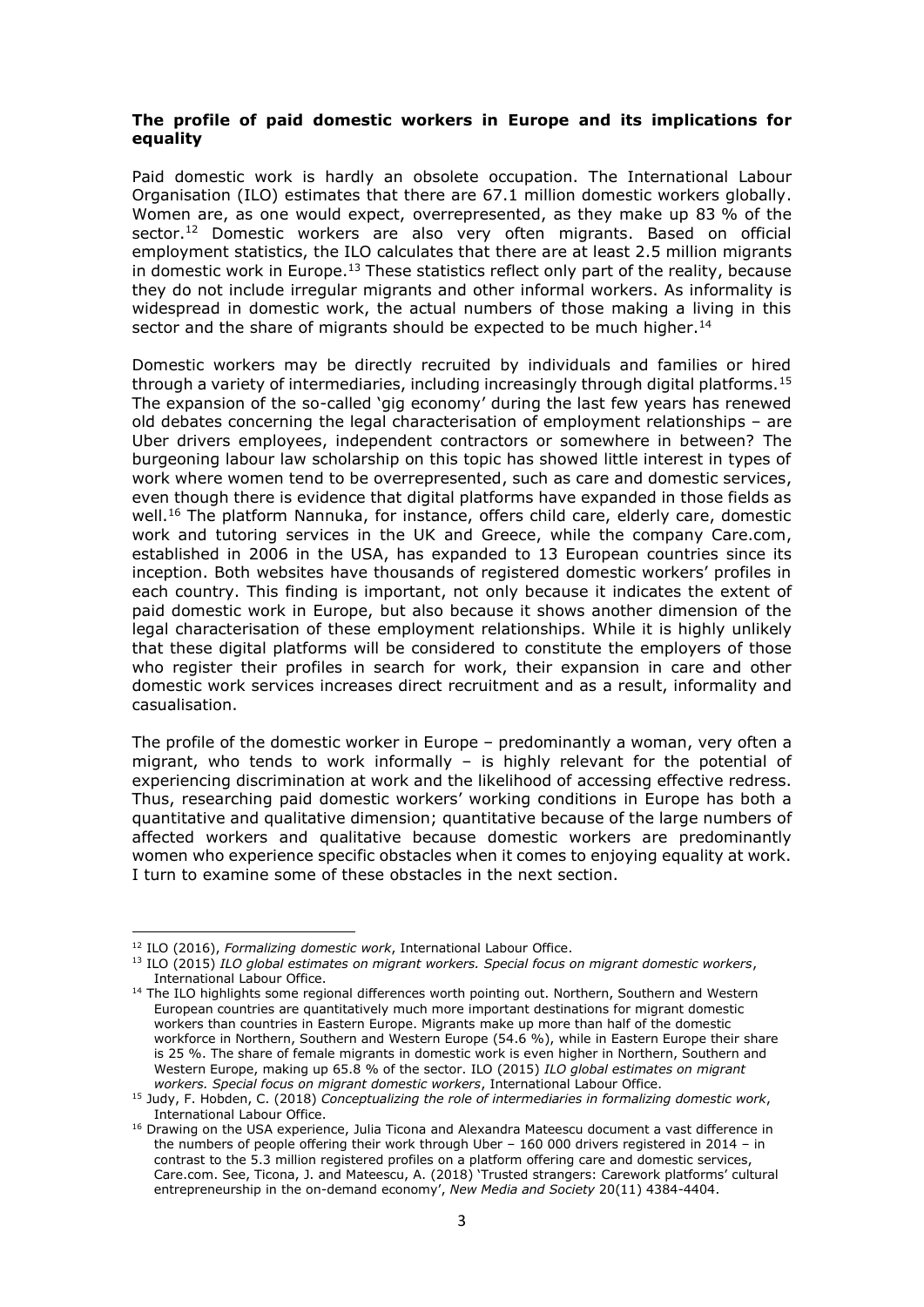**The profile of paid domestic workers in Europe and its implications for equality**

Paid domestic work is hardly an obsolete occupation. The International Labour Organisation (ILO) estimates that there are 67.1 million domestic workers globally. Women are, as one would expect, overrepresented, as they make up 83 % of the sector.[12] Domestic workers are also very often migrants. Based on official employment statistics, the ILO calculates that there are at least 2.5 million migrants in domestic work in Europe.[13] These statistics reflect only part of the reality, because they do not include irregular migrants and other informal workers. As informality is widespread in domestic work, the actual numbers of those making a living in this sector and the share of migrants should be expected to be much higher.[14]

Domestic workers may be directly recruited by individuals and families or hired through a variety of intermediaries, including increasingly through digital platforms.[15] The expansion of the so-called 'gig economy' during the last few years has renewed old debates concerning the legal characterisation of employment relationships – are Uber drivers employees, independent contractors or somewhere in between? The burgeoning labour law scholarship on this topic has showed little interest in types of work where women tend to be overrepresented, such as care and domestic services, even though there is evidence that digital platforms have expanded in those fields as well.[16] The platform Nannuka, for instance, offers child care, elderly care, domestic work and tutoring services in the UK and Greece, while the company Care.com, established in 2006 in the USA, has expanded to 13 European countries since its inception. Both websites have thousands of registered domestic workers' profiles in each country. This finding is important, not only because it indicates the extent of paid domestic work in Europe, but also because it shows another dimension of the legal characterisation of these employment relationships. While it is highly unlikely that these digital platforms will be considered to constitute the employers of those who register their profiles in search for work, their expansion in care and other domestic work services increases direct recruitment and as a result, informality and casualisation.

The profile of the domestic worker in Europe – predominantly a woman, very often a migrant, who tends to work informally – is highly relevant for the potential of experiencing discrimination at work and the likelihood of accessing effective redress. Thus, researching paid domestic workers' working conditions in Europe has both a quantitative and qualitative dimension; quantitative because of the large numbers of affected workers and qualitative because domestic workers are predominantly women who experience specific obstacles when it comes to enjoying equality at work. I turn to examine some of these obstacles in the next section.

---

[12] ILO (2016), *Formalizing domestic work*, International Labour Office.

[13] ILO (2015) *ILO global estimates on migrant workers. Special focus on migrant domestic workers*, International Labour Office.

[14] The ILO highlights some regional differences worth pointing out. Northern, Southern and Western European countries are quantitatively much more important destinations for migrant domestic workers than countries in Eastern Europe. Migrants make up more than half of the domestic workforce in Northern, Southern and Western Europe (54.6 %), while in Eastern Europe their share is 25 %. The share of female migrants in domestic work is even higher in Northern, Southern and Western Europe, making up 65.8 % of the sector. ILO (2015) *ILO global estimates on migrant workers. Special focus on migrant domestic workers*, International Labour Office.

[15] Judy, F. Hobden, C. (2018) *Conceptualizing the role of intermediaries in formalizing domestic work*, International Labour Office.

[16] Drawing on the USA experience, Julia Ticona and Alexandra Mateescu document a vast difference in the numbers of people offering their work through Uber – 160 000 drivers registered in 2014 – in contrast to the 5.3 million registered profiles on a platform offering care and domestic services, Care.com. See, Ticona, J. and Mateescu, A. (2018) 'Trusted strangers: Carework platforms' cultural entrepreneurship in the on-demand economy', *New Media and Society* 20(11) 4384-4404.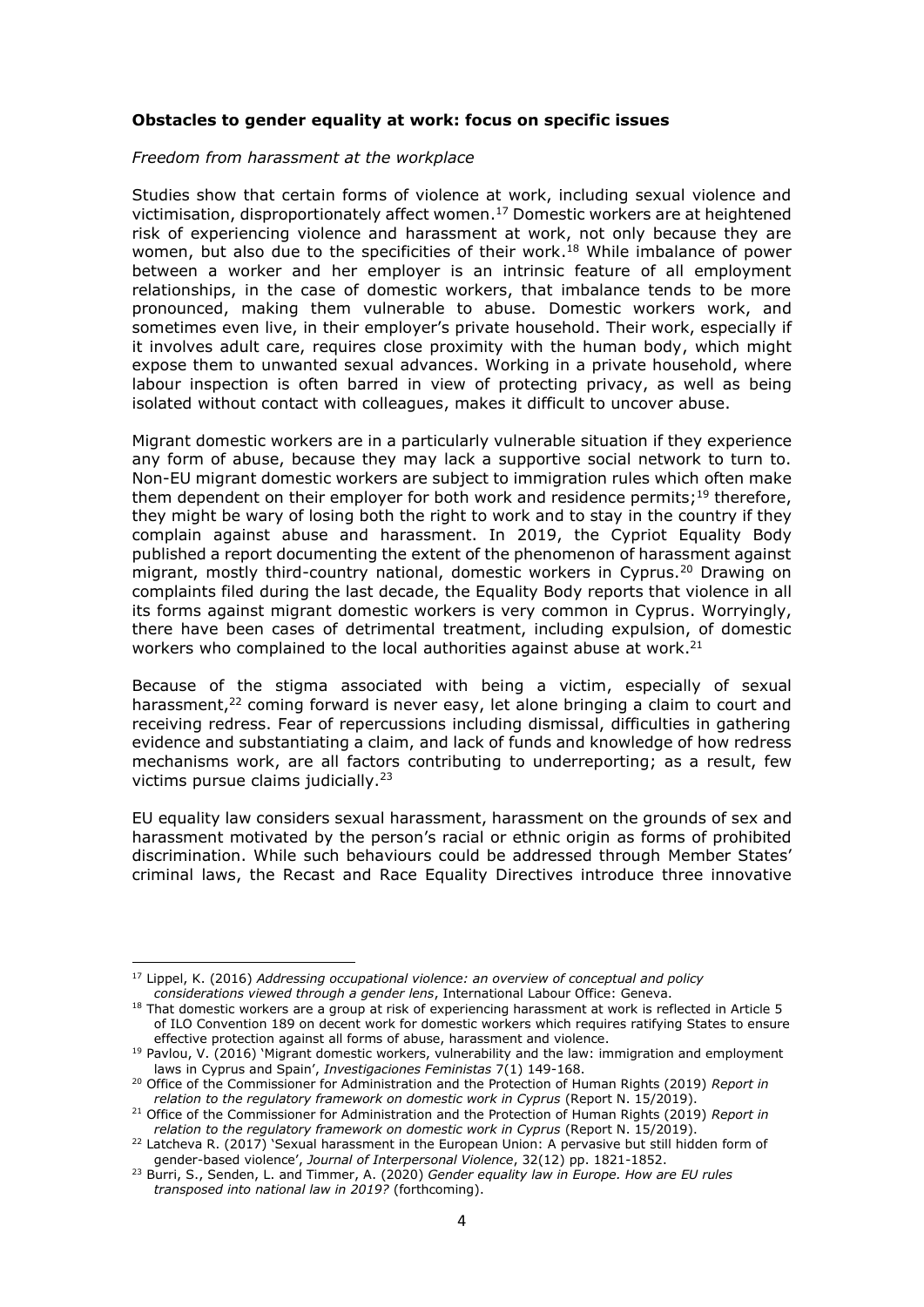**Obstacles to gender equality at work: focus on specific issues**

*Freedom from harassment at the workplace*

Studies show that certain forms of violence at work, including sexual violence and victimisation, disproportionately affect women.[17] Domestic workers are at heightened risk of experiencing violence and harassment at work, not only because they are women, but also due to the specificities of their work.[18] While imbalance of power between a worker and her employer is an intrinsic feature of all employment relationships, in the case of domestic workers, that imbalance tends to be more pronounced, making them vulnerable to abuse. Domestic workers work, and sometimes even live, in their employer's private household. Their work, especially if it involves adult care, requires close proximity with the human body, which might expose them to unwanted sexual advances. Working in a private household, where labour inspection is often barred in view of protecting privacy, as well as being isolated without contact with colleagues, makes it difficult to uncover abuse.

Migrant domestic workers are in a particularly vulnerable situation if they experience any form of abuse, because they may lack a supportive social network to turn to. Non-EU migrant domestic workers are subject to immigration rules which often make them dependent on their employer for both work and residence permits;[19] therefore, they might be wary of losing both the right to work and to stay in the country if they complain against abuse and harassment. In 2019, the Cypriot Equality Body published a report documenting the extent of the phenomenon of harassment against migrant, mostly third-country national, domestic workers in Cyprus.[20] Drawing on complaints filed during the last decade, the Equality Body reports that violence in all its forms against migrant domestic workers is very common in Cyprus. Worryingly, there have been cases of detrimental treatment, including expulsion, of domestic workers who complained to the local authorities against abuse at work.[21]

Because of the stigma associated with being a victim, especially of sexual harassment,[22] coming forward is never easy, let alone bringing a claim to court and receiving redress. Fear of repercussions including dismissal, difficulties in gathering evidence and substantiating a claim, and lack of funds and knowledge of how redress mechanisms work, are all factors contributing to underreporting; as a result, few victims pursue claims judicially.[23]

EU equality law considers sexual harassment, harassment on the grounds of sex and harassment motivated by the person's racial or ethnic origin as forms of prohibited discrimination. While such behaviours could be addressed through Member States' criminal laws, the Recast and Race Equality Directives introduce three innovative

---

[17] Lippel, K. (2016) *Addressing occupational violence: an overview of conceptual and policy considerations viewed through a gender lens*, International Labour Office: Geneva.

[18] That domestic workers are a group at risk of experiencing harassment at work is reflected in Article 5 of ILO Convention 189 on decent work for domestic workers which requires ratifying States to ensure effective protection against all forms of abuse, harassment and violence.

[19] Pavlou, V. (2016) 'Migrant domestic workers, vulnerability and the law: immigration and employment laws in Cyprus and Spain', *Investigaciones Feministas* 7(1) 149-168.

[20] Office of the Commissioner for Administration and the Protection of Human Rights (2019) *Report in relation to the regulatory framework on domestic work in Cyprus* (Report N. 15/2019).

[21] Office of the Commissioner for Administration and the Protection of Human Rights (2019) *Report in relation to the regulatory framework on domestic work in Cyprus* (Report N. 15/2019).

[22] Latcheva R. (2017) 'Sexual harassment in the European Union: A pervasive but still hidden form of gender-based violence', *Journal of Interpersonal Violence*, 32(12) pp. 1821-1852.

[23] Burri, S., Senden, L. and Timmer, A. (2020) *Gender equality law in Europe. How are EU rules transposed into national law in 2019?* (forthcoming).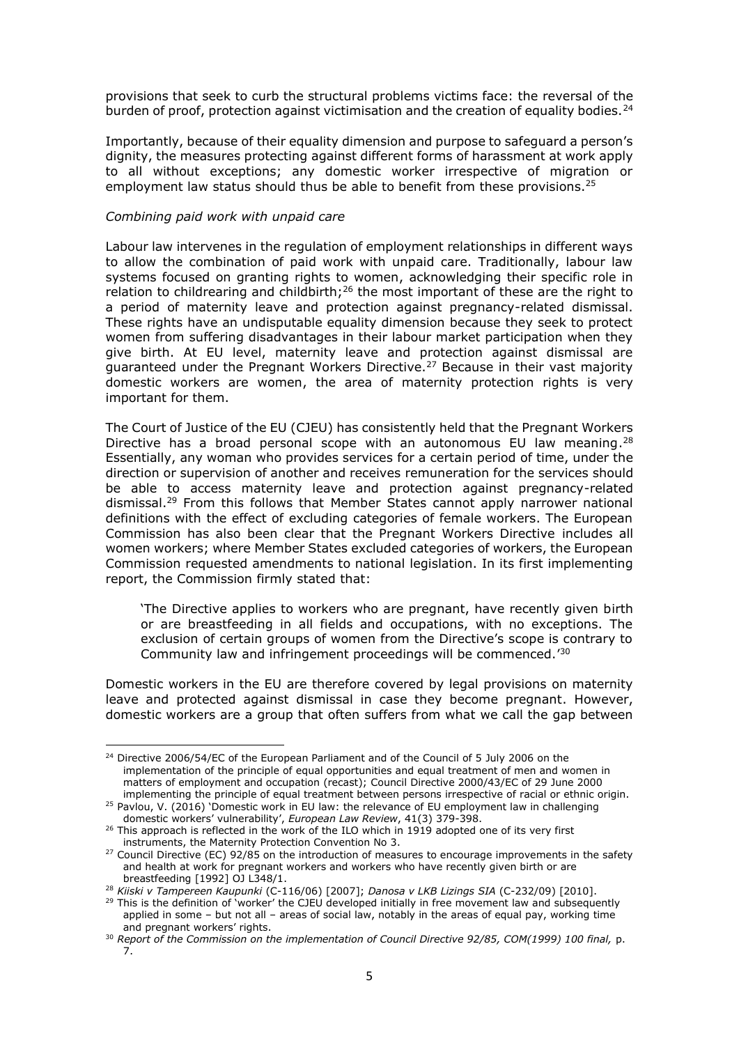provisions that seek to curb the structural problems victims face: the reversal of the burden of proof, protection against victimisation and the creation of equality bodies.[24]

Importantly, because of their equality dimension and purpose to safeguard a person's dignity, the measures protecting against different forms of harassment at work apply to all without exceptions; any domestic worker irrespective of migration or employment law status should thus be able to benefit from these provisions.[25]

*Combining paid work with unpaid care*

Labour law intervenes in the regulation of employment relationships in different ways to allow the combination of paid work with unpaid care. Traditionally, labour law systems focused on granting rights to women, acknowledging their specific role in relation to childrearing and childbirth;[26] the most important of these are the right to a period of maternity leave and protection against pregnancy-related dismissal. These rights have an undisputable equality dimension because they seek to protect women from suffering disadvantages in their labour market participation when they give birth. At EU level, maternity leave and protection against dismissal are guaranteed under the Pregnant Workers Directive.[27] Because in their vast majority domestic workers are women, the area of maternity protection rights is very important for them.

The Court of Justice of the EU (CJEU) has consistently held that the Pregnant Workers Directive has a broad personal scope with an autonomous EU law meaning.[28] Essentially, any woman who provides services for a certain period of time, under the direction or supervision of another and receives remuneration for the services should be able to access maternity leave and protection against pregnancy-related dismissal.[29] From this follows that Member States cannot apply narrower national definitions with the effect of excluding categories of female workers. The European Commission has also been clear that the Pregnant Workers Directive includes all women workers; where Member States excluded categories of workers, the European Commission requested amendments to national legislation. In its first implementing report, the Commission firmly stated that:

> 'The Directive applies to workers who are pregnant, have recently given birth or are breastfeeding in all fields and occupations, with no exceptions. The exclusion of certain groups of women from the Directive's scope is contrary to Community law and infringement proceedings will be commenced.'[30]

Domestic workers in the EU are therefore covered by legal provisions on maternity leave and protected against dismissal in case they become pregnant. However, domestic workers are a group that often suffers from what we call the gap between

---

[24] Directive 2006/54/EC of the European Parliament and of the Council of 5 July 2006 on the implementation of the principle of equal opportunities and equal treatment of men and women in matters of employment and occupation (recast); Council Directive 2000/43/EC of 29 June 2000 implementing the principle of equal treatment between persons irrespective of racial or ethnic origin.

[25] Pavlou, V. (2016) 'Domestic work in EU law: the relevance of EU employment law in challenging domestic workers' vulnerability', *European Law Review*, 41(3) 379-398.

[26] This approach is reflected in the work of the ILO which in 1919 adopted one of its very first instruments, the Maternity Protection Convention No 3.

[27] Council Directive (EC) 92/85 on the introduction of measures to encourage improvements in the safety and health at work for pregnant workers and workers who have recently given birth or are breastfeeding [1992] OJ L348/1.

[28] *Kiiski v Tampereen Kaupunki* (C-116/06) [2007]; *Danosa v LKB Lizings SIA* (C-232/09) [2010].

[29] This is the definition of 'worker' the CJEU developed initially in free movement law and subsequently applied in some – but not all – areas of social law, notably in the areas of equal pay, working time and pregnant workers' rights.

[30] *Report of the Commission on the implementation of Council Directive 92/85, COM(1999) 100 final,* p. 7.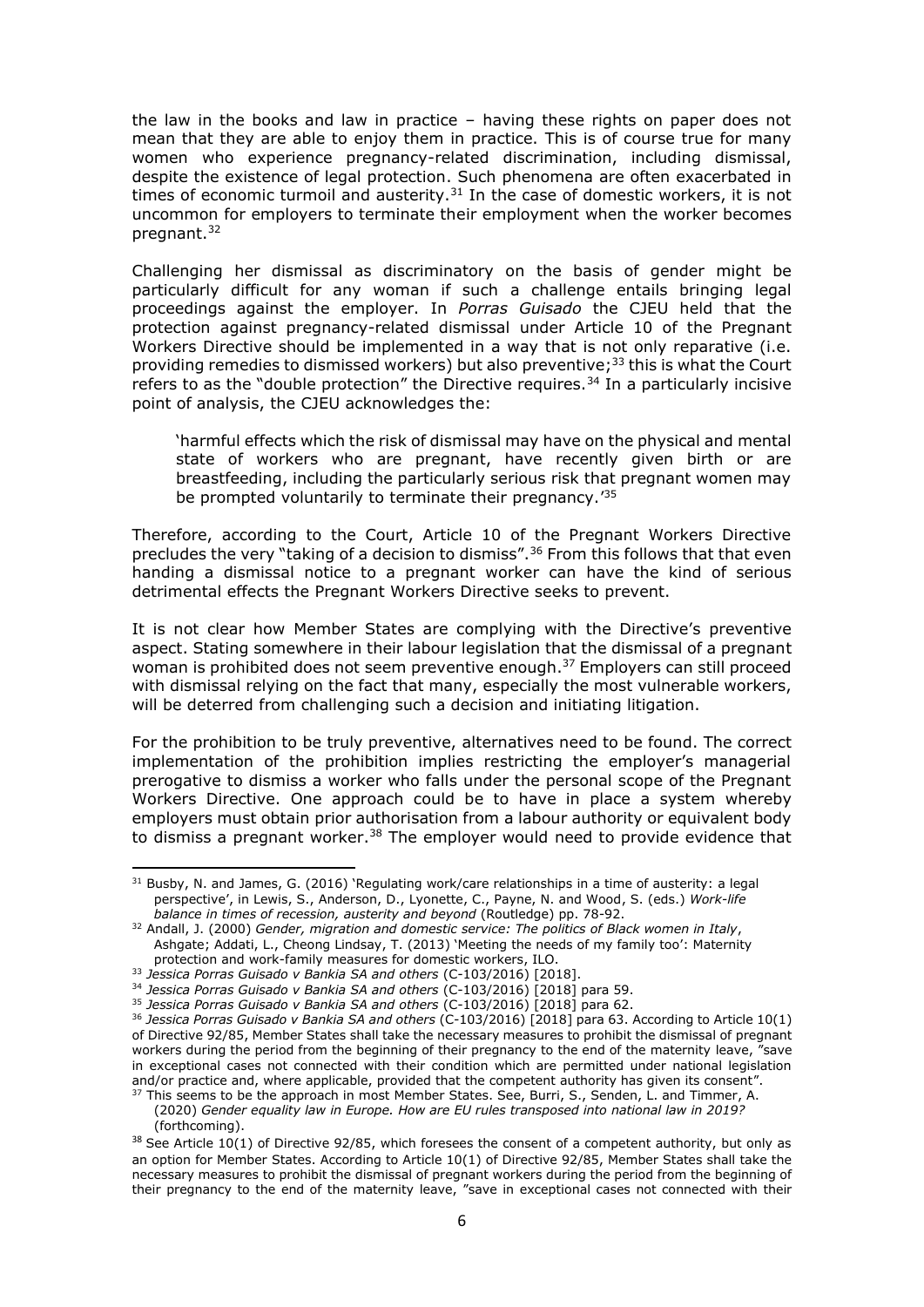the law in the books and law in practice – having these rights on paper does not mean that they are able to enjoy them in practice. This is of course true for many women who experience pregnancy-related discrimination, including dismissal, despite the existence of legal protection. Such phenomena are often exacerbated in times of economic turmoil and austerity.[31] In the case of domestic workers, it is not uncommon for employers to terminate their employment when the worker becomes pregnant.[32]

Challenging her dismissal as discriminatory on the basis of gender might be particularly difficult for any woman if such a challenge entails bringing legal proceedings against the employer. In *Porras Guisado* the CJEU held that the protection against pregnancy-related dismissal under Article 10 of the Pregnant Workers Directive should be implemented in a way that is not only reparative (i.e. providing remedies to dismissed workers) but also preventive;[33] this is what the Court refers to as the "double protection" the Directive requires.[34] In a particularly incisive point of analysis, the CJEU acknowledges the:

> 'harmful effects which the risk of dismissal may have on the physical and mental state of workers who are pregnant, have recently given birth or are breastfeeding, including the particularly serious risk that pregnant women may be prompted voluntarily to terminate their pregnancy.'[35]

Therefore, according to the Court, Article 10 of the Pregnant Workers Directive precludes the very "taking of a decision to dismiss".[36] From this follows that that even handing a dismissal notice to a pregnant worker can have the kind of serious detrimental effects the Pregnant Workers Directive seeks to prevent.

It is not clear how Member States are complying with the Directive's preventive aspect. Stating somewhere in their labour legislation that the dismissal of a pregnant woman is prohibited does not seem preventive enough.[37] Employers can still proceed with dismissal relying on the fact that many, especially the most vulnerable workers, will be deterred from challenging such a decision and initiating litigation.

For the prohibition to be truly preventive, alternatives need to be found. The correct implementation of the prohibition implies restricting the employer's managerial prerogative to dismiss a worker who falls under the personal scope of the Pregnant Workers Directive. One approach could be to have in place a system whereby employers must obtain prior authorisation from a labour authority or equivalent body to dismiss a pregnant worker.[38] The employer would need to provide evidence that

---

[31] Busby, N. and James, G. (2016) 'Regulating work/care relationships in a time of austerity: a legal perspective', in Lewis, S., Anderson, D., Lyonette, C., Payne, N. and Wood, S. (eds.) *Work-life balance in times of recession, austerity and beyond* (Routledge) pp. 78-92.

[32] Andall, J. (2000) *Gender, migration and domestic service: The politics of Black women in Italy*, Ashgate; Addati, L., Cheong Lindsay, T. (2013) 'Meeting the needs of my family too': Maternity protection and work-family measures for domestic workers, ILO.

[33] *Jessica Porras Guisado v Bankia SA and others* (C-103/2016) [2018].

[34] *Jessica Porras Guisado v Bankia SA and others* (C-103/2016) [2018] para 59.

[35] *Jessica Porras Guisado v Bankia SA and others* (C-103/2016) [2018] para 62.

[36] *Jessica Porras Guisado v Bankia SA and others* (C-103/2016) [2018] para 63. According to Article 10(1) of Directive 92/85, Member States shall take the necessary measures to prohibit the dismissal of pregnant workers during the period from the beginning of their pregnancy to the end of the maternity leave, "save in exceptional cases not connected with their condition which are permitted under national legislation and/or practice and, where applicable, provided that the competent authority has given its consent".

[37] This seems to be the approach in most Member States. See, Burri, S., Senden, L. and Timmer, A. (2020) *Gender equality law in Europe. How are EU rules transposed into national law in 2019?* (forthcoming).

[38] See Article 10(1) of Directive 92/85, which foresees the consent of a competent authority, but only as an option for Member States. According to Article 10(1) of Directive 92/85, Member States shall take the necessary measures to prohibit the dismissal of pregnant workers during the period from the beginning of their pregnancy to the end of the maternity leave, "save in exceptional cases not connected with their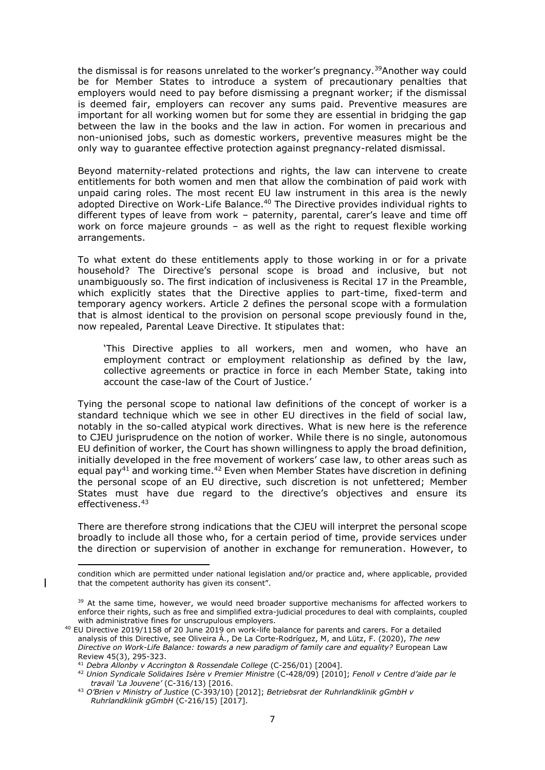the dismissal is for reasons unrelated to the worker's pregnancy.[39]Another way could be for Member States to introduce a system of precautionary penalties that employers would need to pay before dismissing a pregnant worker; if the dismissal is deemed fair, employers can recover any sums paid. Preventive measures are important for all working women but for some they are essential in bridging the gap between the law in the books and the law in action. For women in precarious and non-unionised jobs, such as domestic workers, preventive measures might be the only way to guarantee effective protection against pregnancy-related dismissal.

Beyond maternity-related protections and rights, the law can intervene to create entitlements for both women and men that allow the combination of paid work with unpaid caring roles. The most recent EU law instrument in this area is the newly adopted Directive on Work-Life Balance.[40] The Directive provides individual rights to different types of leave from work – paternity, parental, carer's leave and time off work on force majeure grounds – as well as the right to request flexible working arrangements.

To what extent do these entitlements apply to those working in or for a private household? The Directive's personal scope is broad and inclusive, but not unambiguously so. The first indication of inclusiveness is Recital 17 in the Preamble, which explicitly states that the Directive applies to part-time, fixed-term and temporary agency workers. Article 2 defines the personal scope with a formulation that is almost identical to the provision on personal scope previously found in the, now repealed, Parental Leave Directive. It stipulates that:

> 'This Directive applies to all workers, men and women, who have an employment contract or employment relationship as defined by the law, collective agreements or practice in force in each Member State, taking into account the case-law of the Court of Justice.'

Tying the personal scope to national law definitions of the concept of worker is a standard technique which we see in other EU directives in the field of social law, notably in the so-called atypical work directives. What is new here is the reference to CJEU jurisprudence on the notion of worker. While there is no single, autonomous EU definition of worker, the Court has shown willingness to apply the broad definition, initially developed in the free movement of workers' case law, to other areas such as equal pay[41] and working time.[42] Even when Member States have discretion in defining the personal scope of an EU directive, such discretion is not unfettered; Member States must have due regard to the directive's objectives and ensure its effectiveness.[43]

There are therefore strong indications that the CJEU will interpret the personal scope broadly to include all those who, for a certain period of time, provide services under the direction or supervision of another in exchange for remuneration. However, to

---

condition which are permitted under national legislation and/or practice and, where applicable, provided that the competent authority has given its consent".

[39] At the same time, however, we would need broader supportive mechanisms for affected workers to enforce their rights, such as free and simplified extra-judicial procedures to deal with complaints, coupled with administrative fines for unscrupulous employers.

[40] EU Directive 2019/1158 of 20 June 2019 on work-life balance for parents and carers. For a detailed analysis of this Directive, see Oliveira Á., De La Corte-Rodríguez, M, and Lütz, F. (2020), *The new Directive on Work-Life Balance: towards a new paradigm of family care and equality?* European Law Review 45(3), 295-323.

[41] *Debra Allonby v Accrington & Rossendale College* (C-256/01) [2004].

[42] *Union Syndicale Solidaires Isère v Premier Ministre* (C-428/09) [2010]; *Fenoll v Centre d'aide par le travail 'La Jouvene'* (C-316/13) [2016.

[43] *O'Brien v Ministry of Justice* (C-393/10) [2012]; *Betriebsrat der Ruhrlandklinik gGmbH v Ruhrlandklinik gGmbH* (C-216/15) [2017].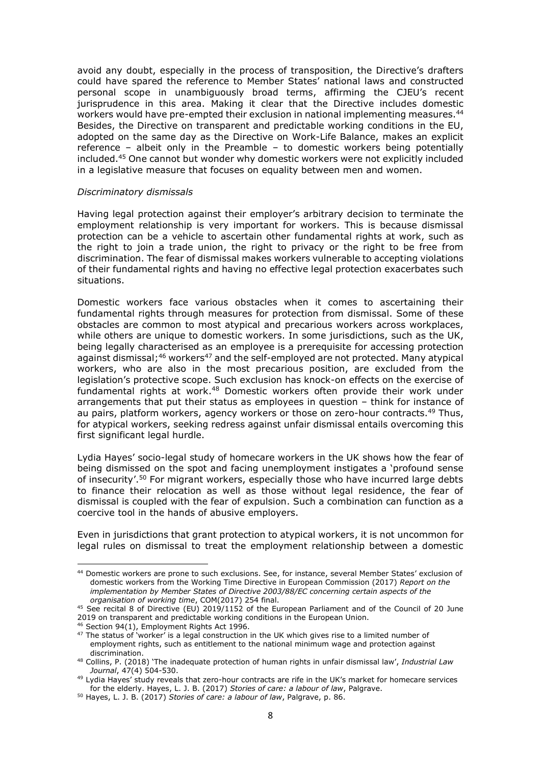avoid any doubt, especially in the process of transposition, the Directive's drafters could have spared the reference to Member States' national laws and constructed personal scope in unambiguously broad terms, affirming the CJEU's recent jurisprudence in this area. Making it clear that the Directive includes domestic workers would have pre-empted their exclusion in national implementing measures.[44] Besides, the Directive on transparent and predictable working conditions in the EU, adopted on the same day as the Directive on Work-Life Balance, makes an explicit reference – albeit only in the Preamble – to domestic workers being potentially included.[45] One cannot but wonder why domestic workers were not explicitly included in a legislative measure that focuses on equality between men and women.

*Discriminatory dismissals*

Having legal protection against their employer's arbitrary decision to terminate the employment relationship is very important for workers. This is because dismissal protection can be a vehicle to ascertain other fundamental rights at work, such as the right to join a trade union, the right to privacy or the right to be free from discrimination. The fear of dismissal makes workers vulnerable to accepting violations of their fundamental rights and having no effective legal protection exacerbates such situations.

Domestic workers face various obstacles when it comes to ascertaining their fundamental rights through measures for protection from dismissal. Some of these obstacles are common to most atypical and precarious workers across workplaces, while others are unique to domestic workers. In some jurisdictions, such as the UK, being legally characterised as an employee is a prerequisite for accessing protection against dismissal;[46] workers[47] and the self-employed are not protected. Many atypical workers, who are also in the most precarious position, are excluded from the legislation's protective scope. Such exclusion has knock-on effects on the exercise of fundamental rights at work.[48] Domestic workers often provide their work under arrangements that put their status as employees in question – think for instance of au pairs, platform workers, agency workers or those on zero-hour contracts.[49] Thus, for atypical workers, seeking redress against unfair dismissal entails overcoming this first significant legal hurdle.

Lydia Hayes' socio-legal study of homecare workers in the UK shows how the fear of being dismissed on the spot and facing unemployment instigates a 'profound sense of insecurity'.[50] For migrant workers, especially those who have incurred large debts to finance their relocation as well as those without legal residence, the fear of dismissal is coupled with the fear of expulsion. Such a combination can function as a coercive tool in the hands of abusive employers.

Even in jurisdictions that grant protection to atypical workers, it is not uncommon for legal rules on dismissal to treat the employment relationship between a domestic

---

[44] Domestic workers are prone to such exclusions. See, for instance, several Member States' exclusion of domestic workers from the Working Time Directive in European Commission (2017) *Report on the implementation by Member States of Directive 2003/88/EC concerning certain aspects of the organisation of working time*, COM(2017) 254 final.

[45] See recital 8 of Directive (EU) 2019/1152 of the European Parliament and of the Council of 20 June 2019 on transparent and predictable working conditions in the European Union.

[46] Section 94(1), Employment Rights Act 1996.

[47] The status of 'worker' is a legal construction in the UK which gives rise to a limited number of employment rights, such as entitlement to the national minimum wage and protection against discrimination.

[48] Collins, P. (2018) 'The inadequate protection of human rights in unfair dismissal law', *Industrial Law Journal*, 47(4) 504-530.

[49] Lydia Hayes' study reveals that zero-hour contracts are rife in the UK's market for homecare services for the elderly. Hayes, L. J. B. (2017) *Stories of care: a labour of law*, Palgrave.

[50] Hayes, L. J. B. (2017) *Stories of care: a labour of law*, Palgrave, p. 86.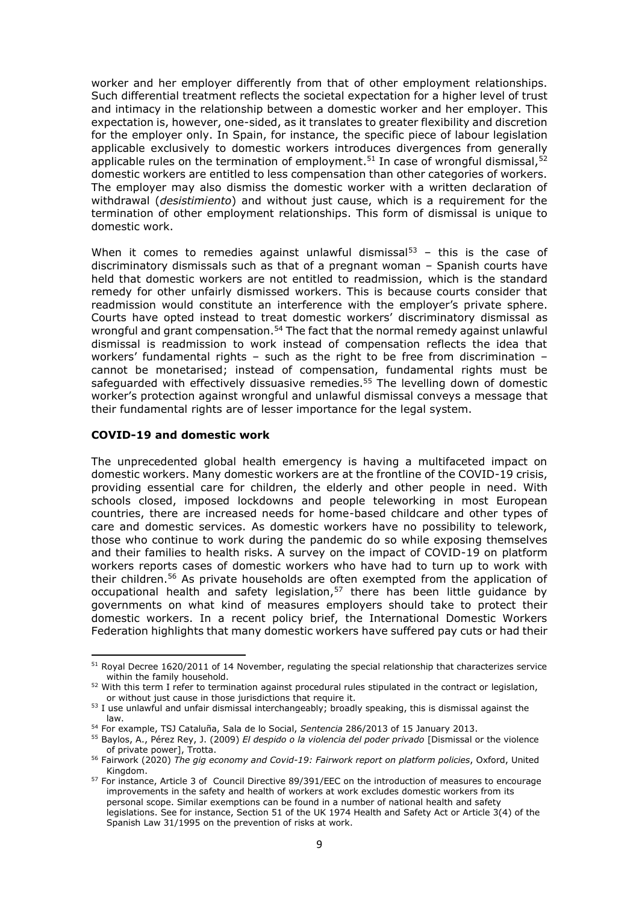worker and her employer differently from that of other employment relationships. Such differential treatment reflects the societal expectation for a higher level of trust and intimacy in the relationship between a domestic worker and her employer. This expectation is, however, one-sided, as it translates to greater flexibility and discretion for the employer only. In Spain, for instance, the specific piece of labour legislation applicable exclusively to domestic workers introduces divergences from generally applicable rules on the termination of employment.[51] In case of wrongful dismissal,[52] domestic workers are entitled to less compensation than other categories of workers. The employer may also dismiss the domestic worker with a written declaration of withdrawal (*desistimiento*) and without just cause, which is a requirement for the termination of other employment relationships. This form of dismissal is unique to domestic work.

When it comes to remedies against unlawful dismissal[53] – this is the case of discriminatory dismissals such as that of a pregnant woman – Spanish courts have held that domestic workers are not entitled to readmission, which is the standard remedy for other unfairly dismissed workers. This is because courts consider that readmission would constitute an interference with the employer's private sphere. Courts have opted instead to treat domestic workers' discriminatory dismissal as wrongful and grant compensation.[54] The fact that the normal remedy against unlawful dismissal is readmission to work instead of compensation reflects the idea that workers' fundamental rights – such as the right to be free from discrimination – cannot be monetarised; instead of compensation, fundamental rights must be safeguarded with effectively dissuasive remedies.[55] The levelling down of domestic worker's protection against wrongful and unlawful dismissal conveys a message that their fundamental rights are of lesser importance for the legal system.

**COVID-19 and domestic work**

The unprecedented global health emergency is having a multifaceted impact on domestic workers. Many domestic workers are at the frontline of the COVID-19 crisis, providing essential care for children, the elderly and other people in need. With schools closed, imposed lockdowns and people teleworking in most European countries, there are increased needs for home-based childcare and other types of care and domestic services. As domestic workers have no possibility to telework, those who continue to work during the pandemic do so while exposing themselves and their families to health risks. A survey on the impact of COVID-19 on platform workers reports cases of domestic workers who have had to turn up to work with their children.[56] As private households are often exempted from the application of occupational health and safety legislation,[57] there has been little guidance by governments on what kind of measures employers should take to protect their domestic workers. In a recent policy brief, the International Domestic Workers Federation highlights that many domestic workers have suffered pay cuts or had their

---

[51] Royal Decree 1620/2011 of 14 November, regulating the special relationship that characterizes service within the family household.

[52] With this term I refer to termination against procedural rules stipulated in the contract or legislation, or without just cause in those jurisdictions that require it.

[53] I use unlawful and unfair dismissal interchangeably; broadly speaking, this is dismissal against the law.

[54] For example, TSJ Cataluña, Sala de lo Social, *Sentencia* 286/2013 of 15 January 2013.

[55] Baylos, A., Pérez Rey, J. (2009) *El despido o la violencia del poder privado* [Dismissal or the violence of private power], Trotta.

[56] Fairwork (2020) *The gig economy and Covid-19: Fairwork report on platform policies*, Oxford, United Kingdom.

[57] For instance, Article 3 of Council Directive 89/391/EEC on the introduction of measures to encourage improvements in the safety and health of workers at work excludes domestic workers from its personal scope. Similar exemptions can be found in a number of national health and safety legislations. See for instance, Section 51 of the UK 1974 Health and Safety Act or Article 3(4) of the Spanish Law 31/1995 on the prevention of risks at work.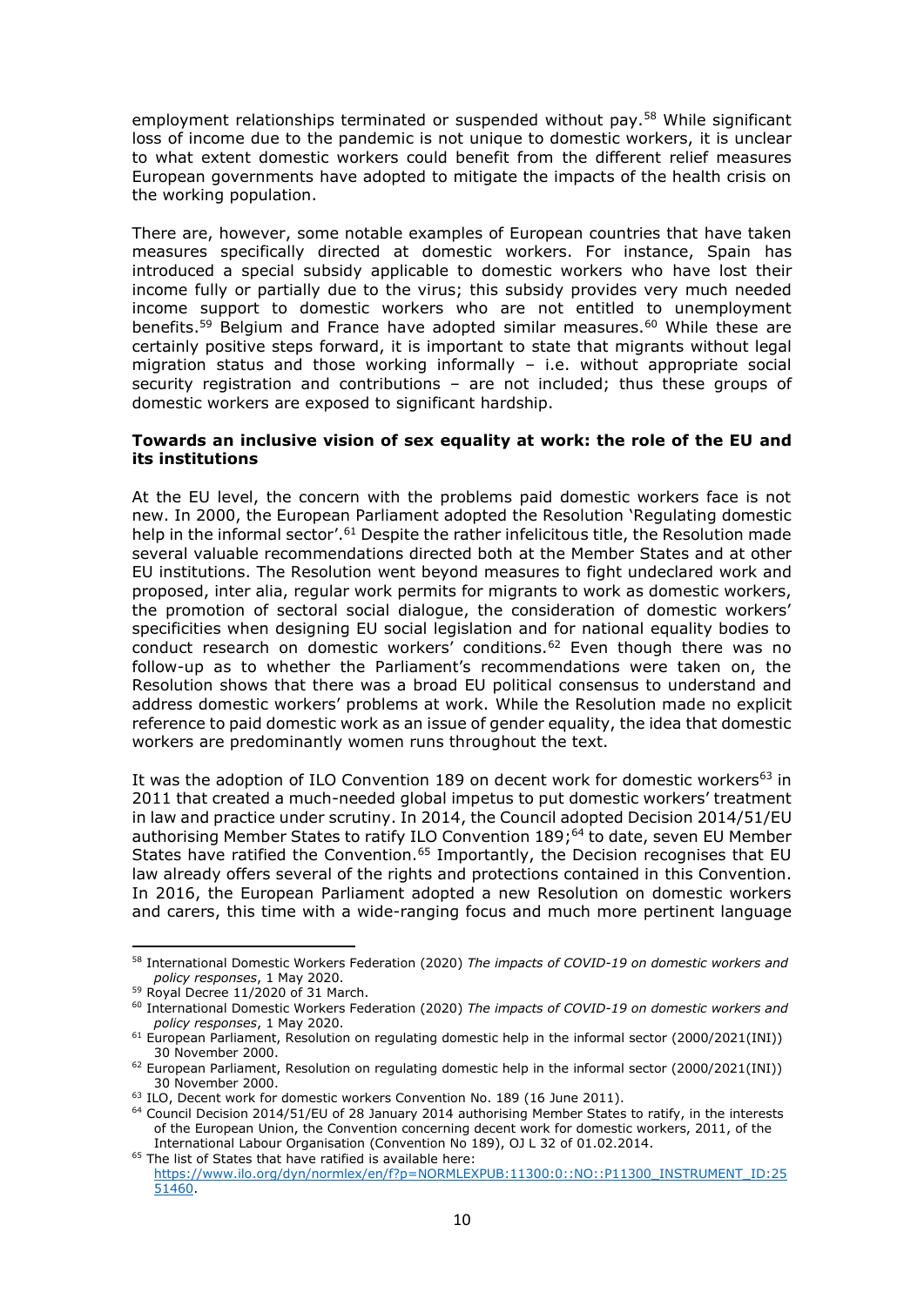employment relationships terminated or suspended without pay.[58] While significant loss of income due to the pandemic is not unique to domestic workers, it is unclear to what extent domestic workers could benefit from the different relief measures European governments have adopted to mitigate the impacts of the health crisis on the working population.

There are, however, some notable examples of European countries that have taken measures specifically directed at domestic workers. For instance, Spain has introduced a special subsidy applicable to domestic workers who have lost their income fully or partially due to the virus; this subsidy provides very much needed income support to domestic workers who are not entitled to unemployment benefits.[59] Belgium and France have adopted similar measures.[60] While these are certainly positive steps forward, it is important to state that migrants without legal migration status and those working informally – i.e. without appropriate social security registration and contributions – are not included; thus these groups of domestic workers are exposed to significant hardship.

### Towards an inclusive vision of sex equality at work: the role of the EU and its institutions

At the EU level, the concern with the problems paid domestic workers face is not new. In 2000, the European Parliament adopted the Resolution 'Regulating domestic help in the informal sector'.[61] Despite the rather infelicitous title, the Resolution made several valuable recommendations directed both at the Member States and at other EU institutions. The Resolution went beyond measures to fight undeclared work and proposed, inter alia, regular work permits for migrants to work as domestic workers, the promotion of sectoral social dialogue, the consideration of domestic workers' specificities when designing EU social legislation and for national equality bodies to conduct research on domestic workers' conditions.[62] Even though there was no follow-up as to whether the Parliament's recommendations were taken on, the Resolution shows that there was a broad EU political consensus to understand and address domestic workers' problems at work. While the Resolution made no explicit reference to paid domestic work as an issue of gender equality, the idea that domestic workers are predominantly women runs throughout the text.

It was the adoption of ILO Convention 189 on decent work for domestic workers[63] in 2011 that created a much-needed global impetus to put domestic workers' treatment in law and practice under scrutiny. In 2014, the Council adopted Decision 2014/51/EU authorising Member States to ratify ILO Convention 189;[64] to date, seven EU Member States have ratified the Convention.[65] Importantly, the Decision recognises that EU law already offers several of the rights and protections contained in this Convention. In 2016, the European Parliament adopted a new Resolution on domestic workers and carers, this time with a wide-ranging focus and much more pertinent language

---

[58] International Domestic Workers Federation (2020) *The impacts of COVID-19 on domestic workers and policy responses*, 1 May 2020.

[59] Royal Decree 11/2020 of 31 March.

[60] International Domestic Workers Federation (2020) *The impacts of COVID-19 on domestic workers and policy responses*, 1 May 2020.

[61] European Parliament, Resolution on regulating domestic help in the informal sector (2000/2021(INI)) 30 November 2000.

[62] European Parliament, Resolution on regulating domestic help in the informal sector (2000/2021(INI)) 30 November 2000.

[63] ILO, Decent work for domestic workers Convention No. 189 (16 June 2011).

[64] Council Decision 2014/51/EU of 28 January 2014 authorising Member States to ratify, in the interests of the European Union, the Convention concerning decent work for domestic workers, 2011, of the International Labour Organisation (Convention No 189), OJ L 32 of 01.02.2014.

[65] The list of States that have ratified is available here: https://www.ilo.org/dyn/normlex/en/f?p=NORMLEXPUB:11300:0::NO::P11300_INSTRUMENT_ID:2551460.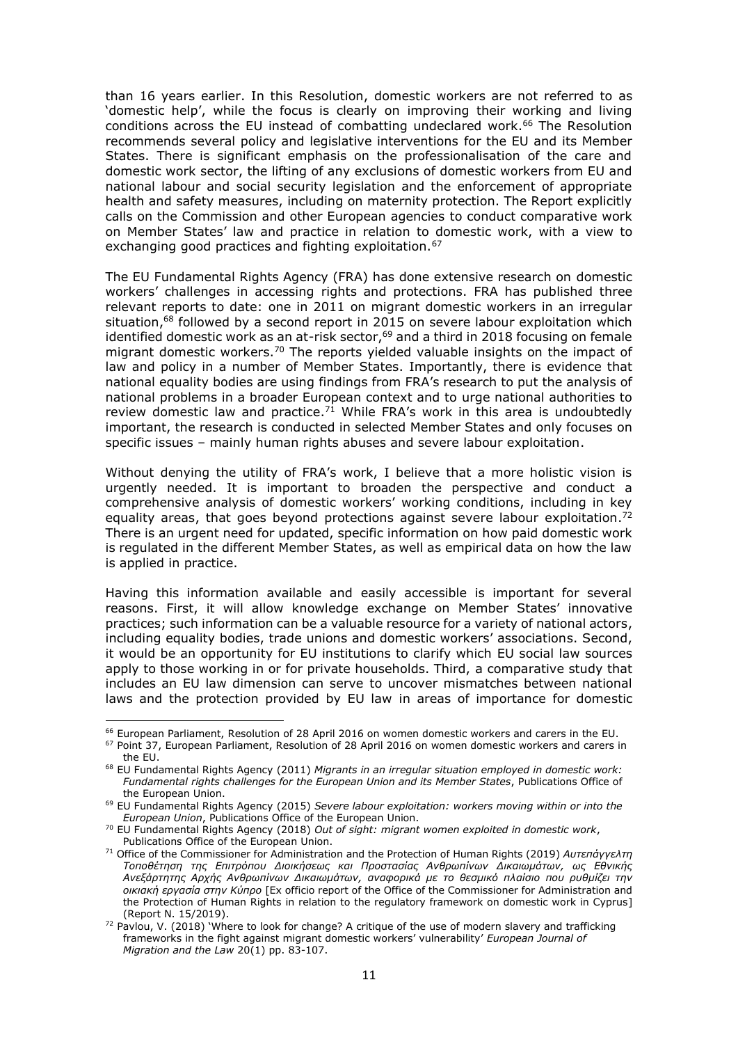than 16 years earlier. In this Resolution, domestic workers are not referred to as 'domestic help', while the focus is clearly on improving their working and living conditions across the EU instead of combatting undeclared work.[66] The Resolution recommends several policy and legislative interventions for the EU and its Member States. There is significant emphasis on the professionalisation of the care and domestic work sector, the lifting of any exclusions of domestic workers from EU and national labour and social security legislation and the enforcement of appropriate health and safety measures, including on maternity protection. The Report explicitly calls on the Commission and other European agencies to conduct comparative work on Member States' law and practice in relation to domestic work, with a view to exchanging good practices and fighting exploitation.[67]

The EU Fundamental Rights Agency (FRA) has done extensive research on domestic workers' challenges in accessing rights and protections. FRA has published three relevant reports to date: one in 2011 on migrant domestic workers in an irregular situation,[68] followed by a second report in 2015 on severe labour exploitation which identified domestic work as an at-risk sector,[69] and a third in 2018 focusing on female migrant domestic workers.[70] The reports yielded valuable insights on the impact of law and policy in a number of Member States. Importantly, there is evidence that national equality bodies are using findings from FRA's research to put the analysis of national problems in a broader European context and to urge national authorities to review domestic law and practice.[71] While FRA's work in this area is undoubtedly important, the research is conducted in selected Member States and only focuses on specific issues – mainly human rights abuses and severe labour exploitation.

Without denying the utility of FRA's work, I believe that a more holistic vision is urgently needed. It is important to broaden the perspective and conduct a comprehensive analysis of domestic workers' working conditions, including in key equality areas, that goes beyond protections against severe labour exploitation.[72] There is an urgent need for updated, specific information on how paid domestic work is regulated in the different Member States, as well as empirical data on how the law is applied in practice.

Having this information available and easily accessible is important for several reasons. First, it will allow knowledge exchange on Member States' innovative practices; such information can be a valuable resource for a variety of national actors, including equality bodies, trade unions and domestic workers' associations. Second, it would be an opportunity for EU institutions to clarify which EU social law sources apply to those working in or for private households. Third, a comparative study that includes an EU law dimension can serve to uncover mismatches between national laws and the protection provided by EU law in areas of importance for domestic

---

[66] European Parliament, Resolution of 28 April 2016 on women domestic workers and carers in the EU.

[67] Point 37, European Parliament, Resolution of 28 April 2016 on women domestic workers and carers in the EU.

[68] EU Fundamental Rights Agency (2011) *Migrants in an irregular situation employed in domestic work: Fundamental rights challenges for the European Union and its Member States*, Publications Office of the European Union.

[69] EU Fundamental Rights Agency (2015) *Severe labour exploitation: workers moving within or into the European Union*, Publications Office of the European Union.

[70] EU Fundamental Rights Agency (2018) *Out of sight: migrant women exploited in domestic work*, Publications Office of the European Union.

[71] Office of the Commissioner for Administration and the Protection of Human Rights (2019) *Αυτεπάγγελτη Τοποθέτηση της Επιτρόπου Διοικήσεως και Προστασίας Ανθρωπίνων Δικαιωμάτων, ως Εθνικής Ανεξάρτητης Αρχής Ανθρωπίνων Δικαιωμάτων, αναφορικά με το θεσμικό πλαίσιο που ρυθμίζει την οικιακή εργασία στην Κύπρο* [Ex officio report of the Office of the Commissioner for Administration and the Protection of Human Rights in relation to the regulatory framework on domestic work in Cyprus] (Report N. 15/2019).

[72] Pavlou, V. (2018) 'Where to look for change? A critique of the use of modern slavery and trafficking frameworks in the fight against migrant domestic workers' vulnerability' *European Journal of Migration and the Law* 20(1) pp. 83-107.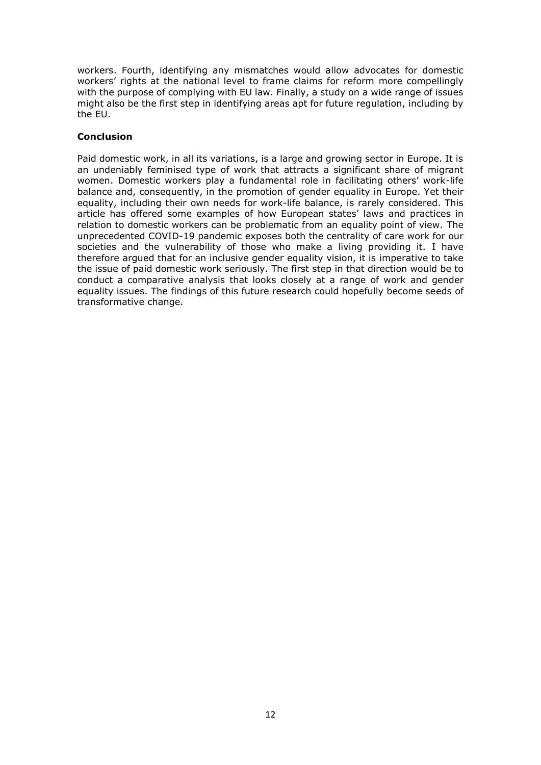workers. Fourth, identifying any mismatches would allow advocates for domestic workers' rights at the national level to frame claims for reform more compellingly with the purpose of complying with EU law. Finally, a study on a wide range of issues might also be the first step in identifying areas apt for future regulation, including by the EU.

**Conclusion**

Paid domestic work, in all its variations, is a large and growing sector in Europe. It is an undeniably feminised type of work that attracts a significant share of migrant women. Domestic workers play a fundamental role in facilitating others' work-life balance and, consequently, in the promotion of gender equality in Europe. Yet their equality, including their own needs for work-life balance, is rarely considered. This article has offered some examples of how European states' laws and practices in relation to domestic workers can be problematic from an equality point of view. The unprecedented COVID-19 pandemic exposes both the centrality of care work for our societies and the vulnerability of those who make a living providing it. I have therefore argued that for an inclusive gender equality vision, it is imperative to take the issue of paid domestic work seriously. The first step in that direction would be to conduct a comparative analysis that looks closely at a range of work and gender equality issues. The findings of this future research could hopefully become seeds of transformative change.